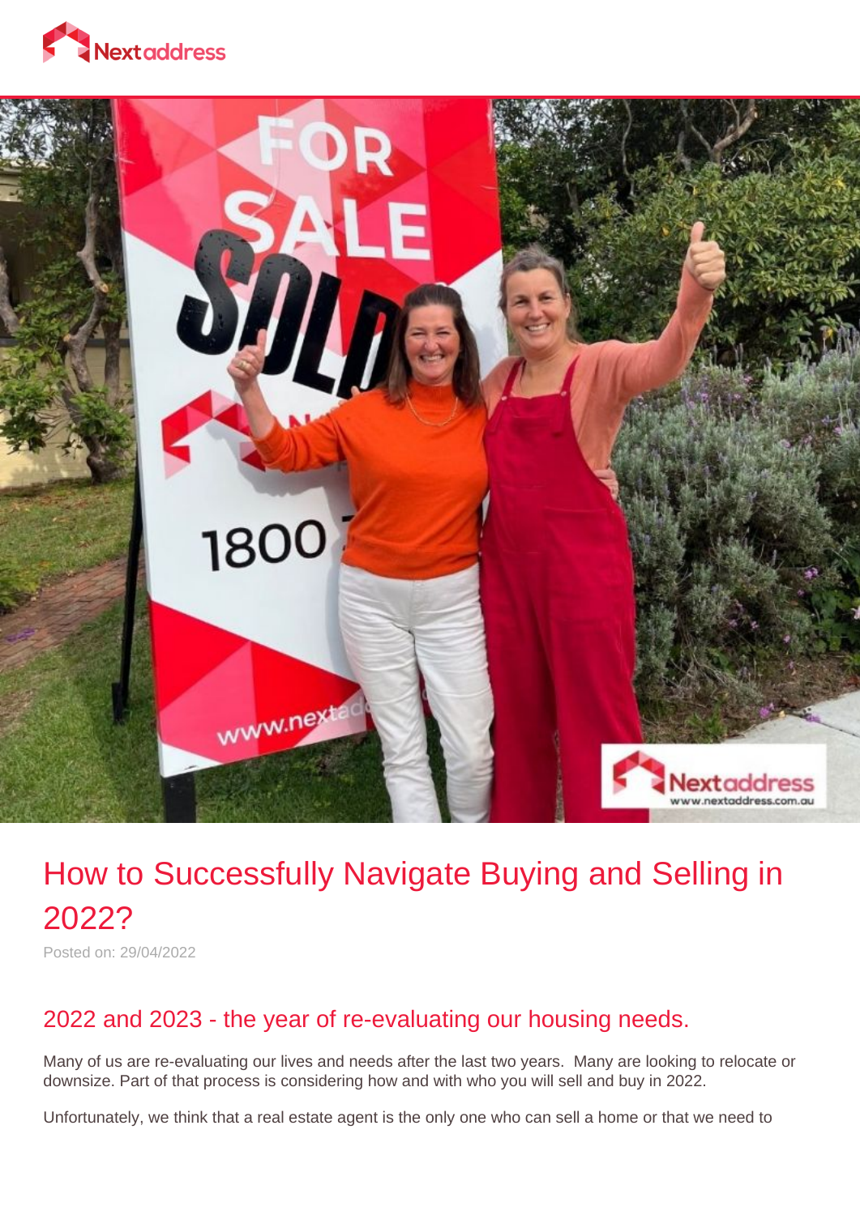# How to Successfully Navigate Buying and Selling in 2022?

Posted on: 29/04/2022

## 2022 and 2023 - the year of re-evaluating our housing needs.

Many of us are re-evaluating our lives and needs after the last two years. Many are looking to relocate or downsize. Part of that process is considering how and with who you will sell and buy in 2022.

Unfortunately, we think that a real estate agent is the only one who can sell a home or that we need to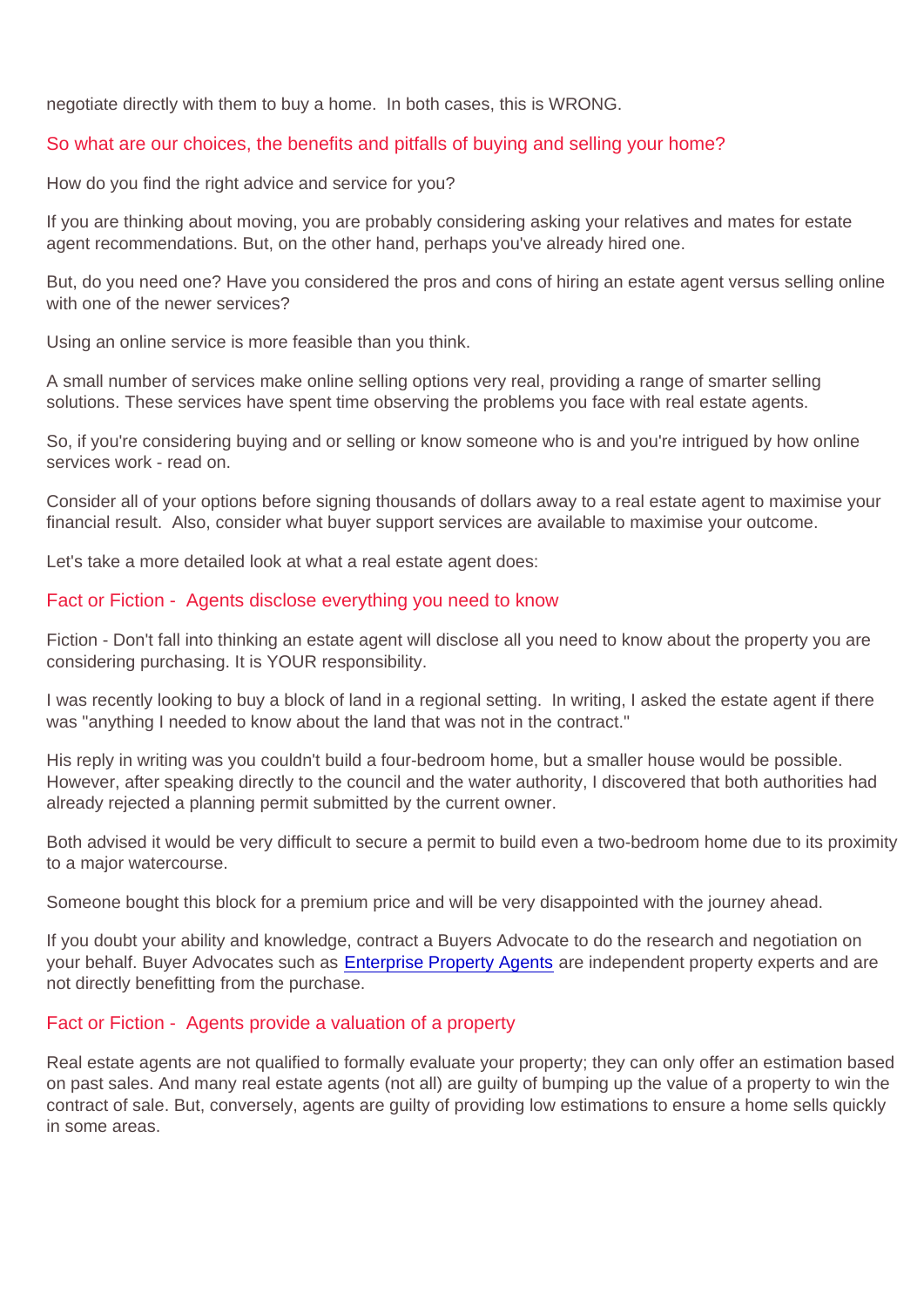negotiate directly with them to buy a home.  In both cases, this is WRONG.

## So what are our choices, the benefits and pitfalls of buying and selling your home?

How do you find the right advice and service for you?

If you are thinking about moving, you are probably considering asking your relatives and mates for estate agent recommendations. But, on the other hand, perhaps you've already hired one.

But, do you need one? Have you considered the pros and cons of hiring an estate agent versus selling online with one of the newer services?

Using an online service is more feasible than you think.

A small number of services make online selling options very real, providing a range of smarter selling solutions. These services have spent time observing the problems you face with real estate agents.

So, if you're considering buying and or selling or know someone who is and you're intrigued by how online services work - read on.

Consider all of your options before signing thousands of dollars away to a real estate agent to maximise your financial result.  Also, consider what buyer support services are available to maximise your outcome.

Let's take a more detailed look at what a real estate agent does:

## Fact or Fiction -  Agents disclose everything you need to know

Fiction - Don't fall into thinking an estate agent will disclose all you need to know about the property you are considering purchasing. It is YOUR responsibility.

I was recently looking to buy a block of land in a regional setting.  In writing, I asked the estate agent if there was "anything I needed to know about the land that was not in the contract."

His reply in writing was you couldn't build a four-bedroom home, but a smaller house would be possible. However, after speaking directly to the council and the water authority, I discovered that both authorities had already rejected a planning permit submitted by the current owner.

Both advised it would be very difficult to secure a permit to build even a two-bedroom home due to its proximity to a major watercourse.

Someone bought this block for a premium price and will be very disappointed with the journey ahead.

If you doubt your ability and knowledge, contract a Buyers Advocate to do the research and negotiation on your behalf. Buyer Advocates such as Enterprise Property Agents are independent property experts and are not directly benefitting from the purchase.

## Fact or Fiction -  Agents provide a valuation of a property

Real estate agents are not qualified to formally evaluate your property; they can only offer an estimation based on past sales. And many real estate agents (not all) are guilty of bumping up the value of a property to win the contract of sale. But, conversely, agents are guilty of providing low estimations to ensure a home sells quickly in some areas.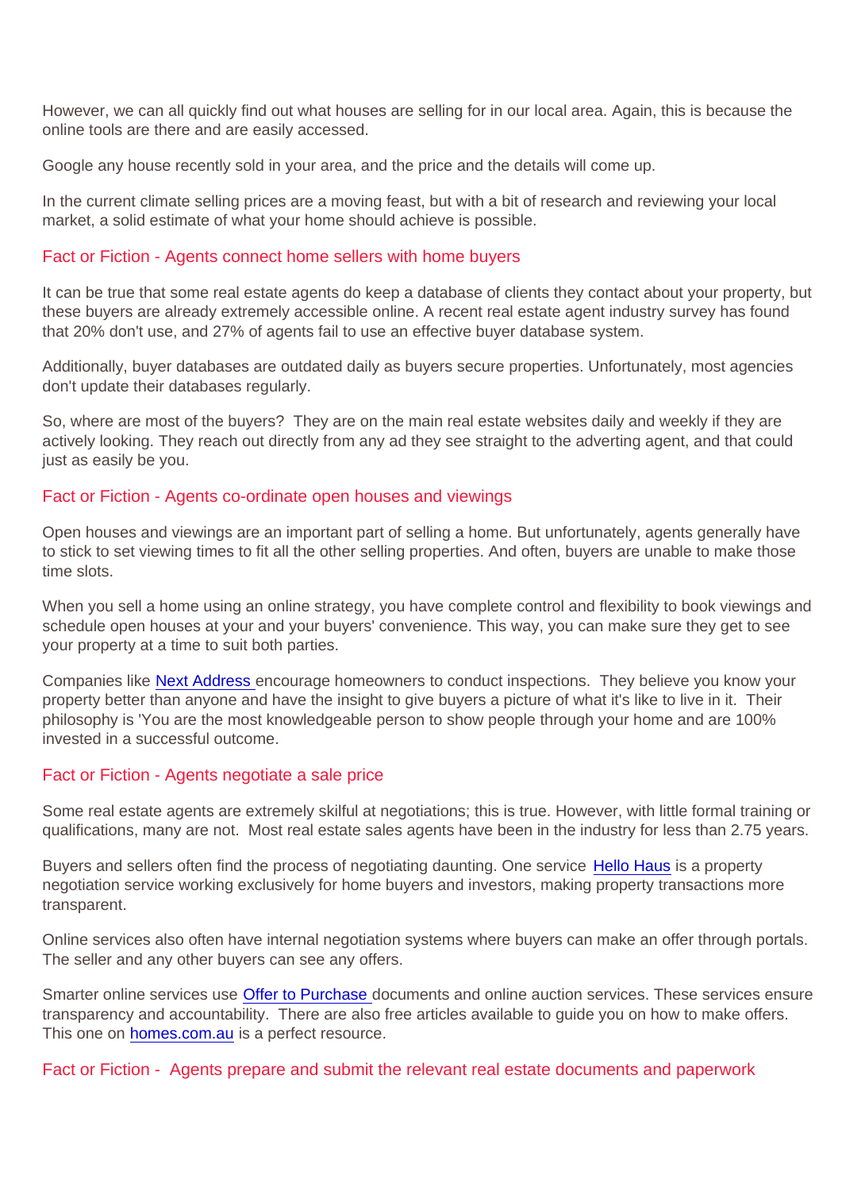However, we can all quickly find out what houses are selling for in our local area. Again, this is because the online tools are there and are easily accessed.

Google any house recently sold in your area, and the price and the details will come up.

In the current climate selling prices are a moving feast, but with a bit of research and reviewing your local market, a solid estimate of what your home should achieve is possible.

## Fact or Fiction - Agents connect home sellers with home buyers

It can be true that some real estate agents do keep a database of clients they contact about your property, but these buyers are already extremely accessible online. A recent real estate agent industry survey has found that 20% don't use, and 27% of agents fail to use an effective buyer database system.

Additionally, buyer databases are outdated daily as buyers secure properties. Unfortunately, most agencies don't update their databases regularly.

So, where are most of the buyers? They are on the main real estate websites daily and weekly if they are actively looking. They reach out directly from any ad they see straight to the adverting agent, and that could just as easily be you.

## Fact or Fiction - Agents co-ordinate open houses and viewings

Open houses and viewings are an important part of selling a home. But unfortunately, agents generally have to stick to set viewing times to fit all the other selling properties. And often, buyers are unable to make those time slots.

When you sell a home using an online strategy, you have complete control and flexibility to book viewings and schedule open houses at your and your buyers' convenience. This way, you can make sure they get to see your property at a time to suit both parties.

Companies like Next Address encourage homeowners to conduct inspections. They believe you know your property better than anyone and have the insight to give buyers a picture of what it's like to live in it. Their philosophy is 'You are the most knowledgeable person to show people through your home and are 100% invested in a successful outcome.

## Fact or Fiction - Agents negotiate a sale price

Some real estate agents are extremely skilful at negotiations; this is true. However, with little formal training or qualifications, many are not. Most real estate sales agents have been in the industry for less than 2.75 years.

Buyers and sellers often find the process of negotiating daunting. One service Hello Haus is a property negotiation service working exclusively for home buyers and investors, making property transactions more transparent.

Online services also often have internal negotiation systems where buyers can make an offer through portals. The seller and any other buyers can see any offers.

Smarter online services use Offer to Purchase documents and online auction services. These services ensure transparency and accountability. There are also free articles available to guide you on how to make offers. This one on homes.com.au is a perfect resource.

## Fact or Fiction - Agents prepare and submit the relevant real estate documents and paperwork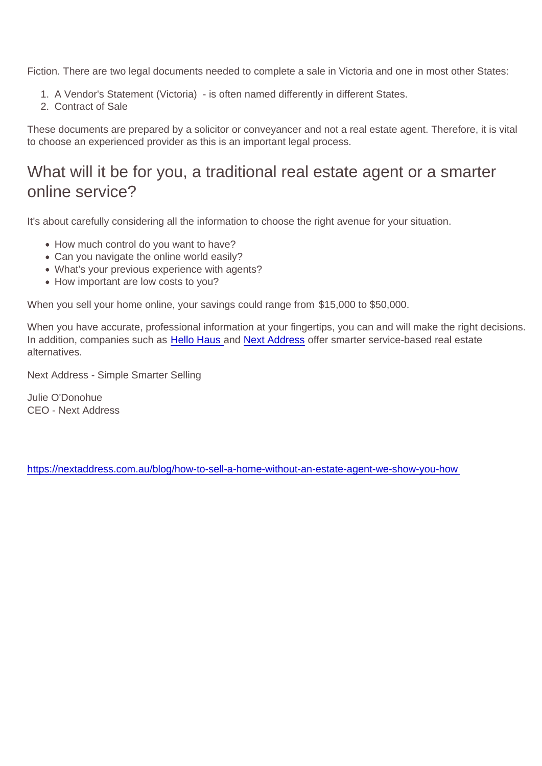Fiction. There are two legal documents needed to complete a sale in Victoria and one in most other States:

1. A Vendor's Statement (Victoria) - is often named differently in different States.
2. Contract of Sale

These documents are prepared by a solicitor or conveyancer and not a real estate agent. Therefore, it is vital to choose an experienced provider as this is an important legal process.

## What will it be for you, a traditional real estate agent or a smarter online service?

It's about carefully considering all the information to choose the right avenue for your situation.

- How much control do you want to have?
- Can you navigate the online world easily?
- What's your previous experience with agents?
- How important are low costs to you?

When you sell your home online, your savings could range from $15,000 to $50,000.

When you have accurate, professional information at your fingertips, you can and will make the right decisions. In addition, companies such as Hello Haus and Next Address offer smarter service-based real estate alternatives.

Next Address - Simple Smarter Selling

Julie O'Donohue
CEO - Next Address

https://nextaddress.com.au/blog/how-to-sell-a-home-without-an-estate-agent-we-show-you-how